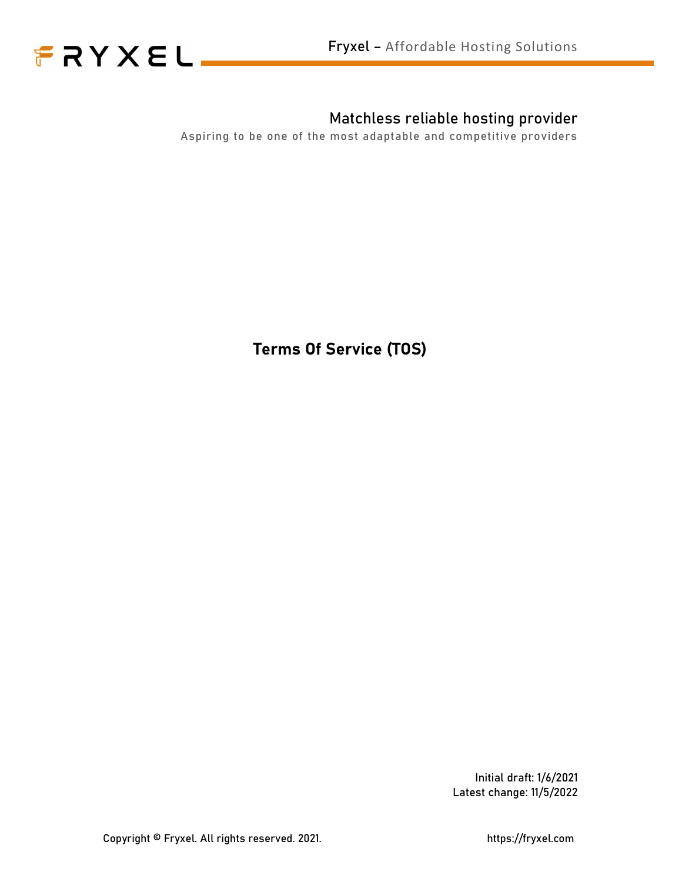Fryxel – Affordable Hosting Solutions

## Matchless reliable hosting provider

Aspiring to be one of the most adaptable and competitive providers

# Terms Of Service (TOS)

Initial draft: 1/6/2021
Latest change: 11/5/2022

Copyright © Fryxel. All rights reserved. 2021.

https://fryxel.com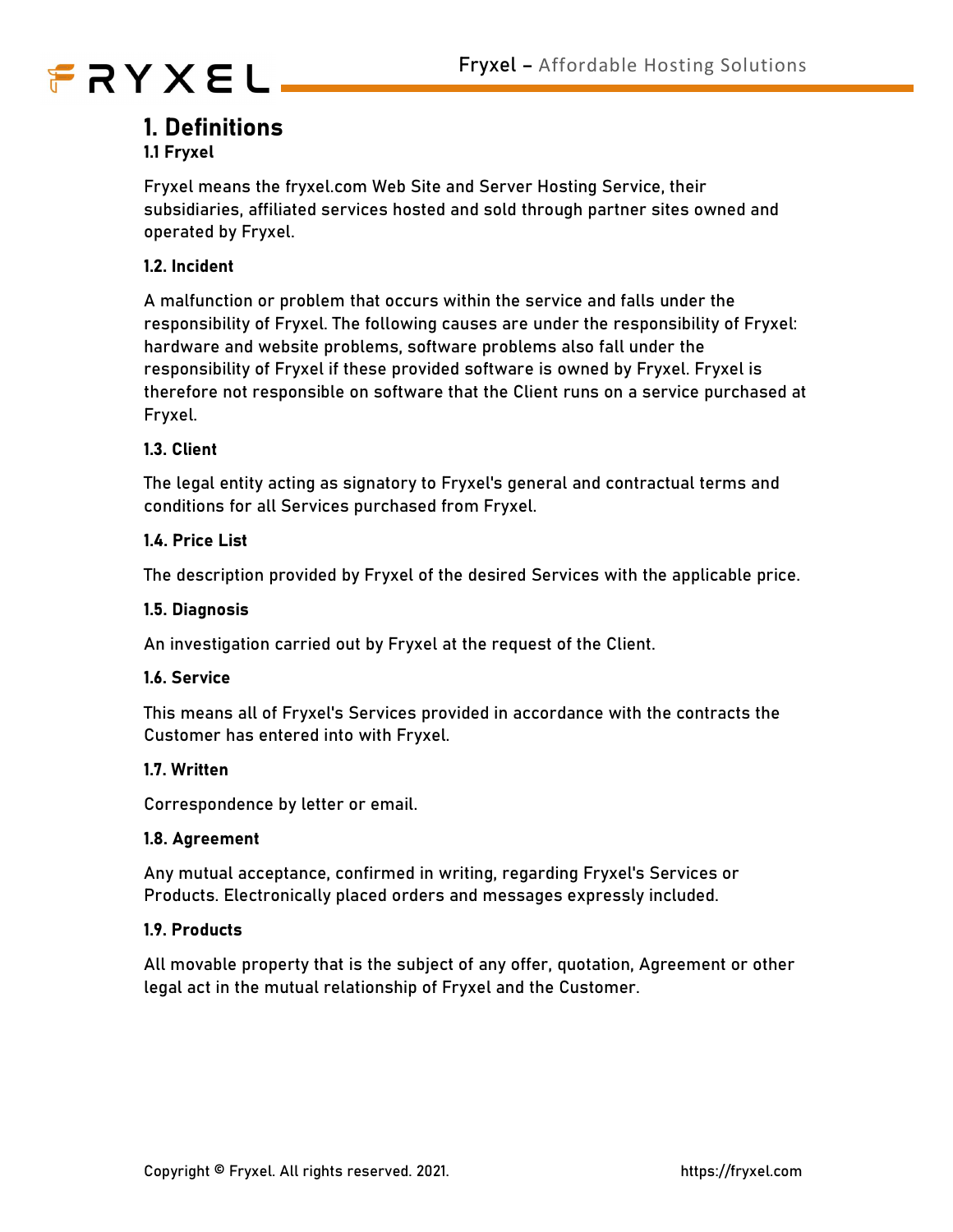# 1. Definitions

### 1.1 Fryxel

Fryxel means the fryxel.com Web Site and Server Hosting Service, their subsidiaries, affiliated services hosted and sold through partner sites owned and operated by Fryxel.

### 1.2. Incident

A malfunction or problem that occurs within the service and falls under the responsibility of Fryxel. The following causes are under the responsibility of Fryxel: hardware and website problems, software problems also fall under the responsibility of Fryxel if these provided software is owned by Fryxel. Fryxel is therefore not responsible on software that the Client runs on a service purchased at Fryxel.

### 1.3. Client

The legal entity acting as signatory to Fryxel's general and contractual terms and conditions for all Services purchased from Fryxel.

### 1.4. Price List

The description provided by Fryxel of the desired Services with the applicable price.

### 1.5. Diagnosis

An investigation carried out by Fryxel at the request of the Client.

### 1.6. Service

This means all of Fryxel's Services provided in accordance with the contracts the Customer has entered into with Fryxel.

### 1.7. Written

Correspondence by letter or email.

### 1.8. Agreement

Any mutual acceptance, confirmed in writing, regarding Fryxel's Services or Products. Electronically placed orders and messages expressly included.

### 1.9. Products

All movable property that is the subject of any offer, quotation, Agreement or other legal act in the mutual relationship of Fryxel and the Customer.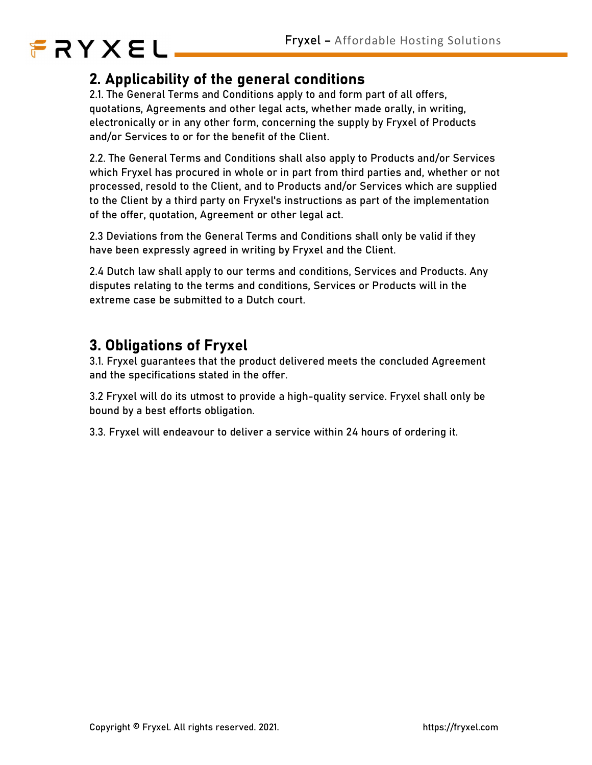## 2. Applicability of the general conditions

2.1. The General Terms and Conditions apply to and form part of all offers, quotations, Agreements and other legal acts, whether made orally, in writing, electronically or in any other form, concerning the supply by Fryxel of Products and/or Services to or for the benefit of the Client.

2.2. The General Terms and Conditions shall also apply to Products and/or Services which Fryxel has procured in whole or in part from third parties and, whether or not processed, resold to the Client, and to Products and/or Services which are supplied to the Client by a third party on Fryxel's instructions as part of the implementation of the offer, quotation, Agreement or other legal act.

2.3 Deviations from the General Terms and Conditions shall only be valid if they have been expressly agreed in writing by Fryxel and the Client.

2.4 Dutch law shall apply to our terms and conditions, Services and Products. Any disputes relating to the terms and conditions, Services or Products will in the extreme case be submitted to a Dutch court.

## 3. Obligations of Fryxel

3.1. Fryxel guarantees that the product delivered meets the concluded Agreement and the specifications stated in the offer.

3.2 Fryxel will do its utmost to provide a high-quality service. Fryxel shall only be bound by a best efforts obligation.

3.3. Fryxel will endeavour to deliver a service within 24 hours of ordering it.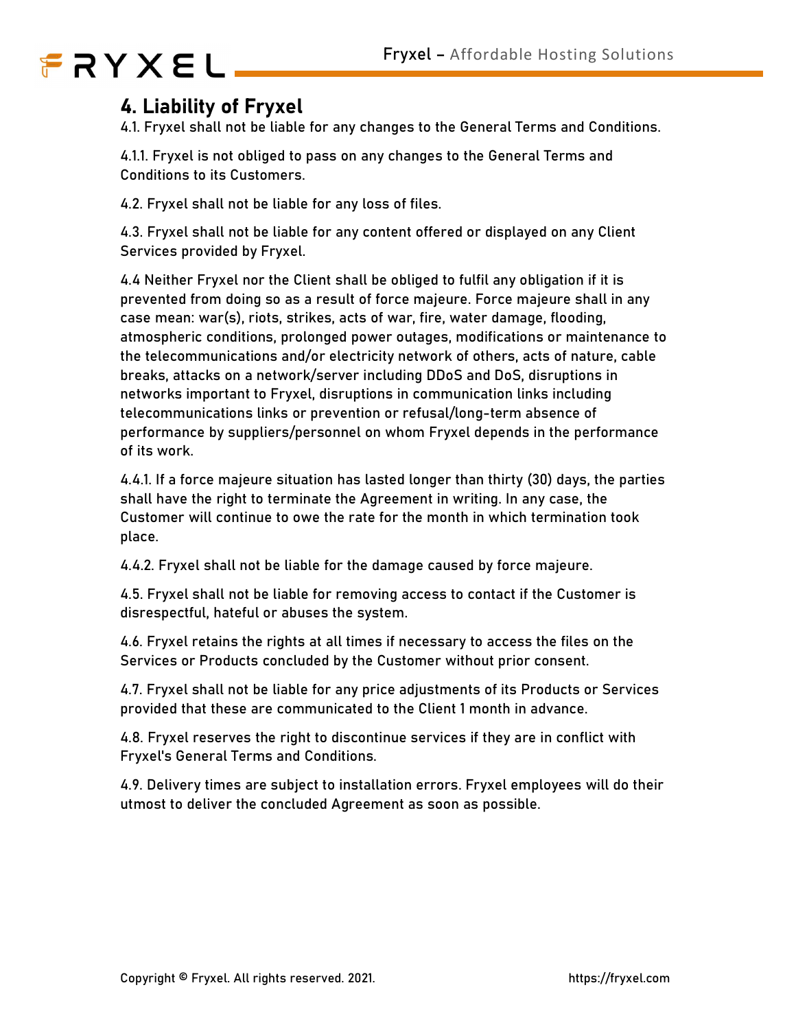## 4. Liability of Fryxel

4.1. Fryxel shall not be liable for any changes to the General Terms and Conditions.

4.1.1. Fryxel is not obliged to pass on any changes to the General Terms and Conditions to its Customers.

4.2. Fryxel shall not be liable for any loss of files.

4.3. Fryxel shall not be liable for any content offered or displayed on any Client Services provided by Fryxel.

4.4 Neither Fryxel nor the Client shall be obliged to fulfil any obligation if it is prevented from doing so as a result of force majeure. Force majeure shall in any case mean: war(s), riots, strikes, acts of war, fire, water damage, flooding, atmospheric conditions, prolonged power outages, modifications or maintenance to the telecommunications and/or electricity network of others, acts of nature, cable breaks, attacks on a network/server including DDoS and DoS, disruptions in networks important to Fryxel, disruptions in communication links including telecommunications links or prevention or refusal/long-term absence of performance by suppliers/personnel on whom Fryxel depends in the performance of its work.

4.4.1. If a force majeure situation has lasted longer than thirty (30) days, the parties shall have the right to terminate the Agreement in writing. In any case, the Customer will continue to owe the rate for the month in which termination took place.

4.4.2. Fryxel shall not be liable for the damage caused by force majeure.

4.5. Fryxel shall not be liable for removing access to contact if the Customer is disrespectful, hateful or abuses the system.

4.6. Fryxel retains the rights at all times if necessary to access the files on the Services or Products concluded by the Customer without prior consent.

4.7. Fryxel shall not be liable for any price adjustments of its Products or Services provided that these are communicated to the Client 1 month in advance.

4.8. Fryxel reserves the right to discontinue services if they are in conflict with Fryxel's General Terms and Conditions.

4.9. Delivery times are subject to installation errors. Fryxel employees will do their utmost to deliver the concluded Agreement as soon as possible.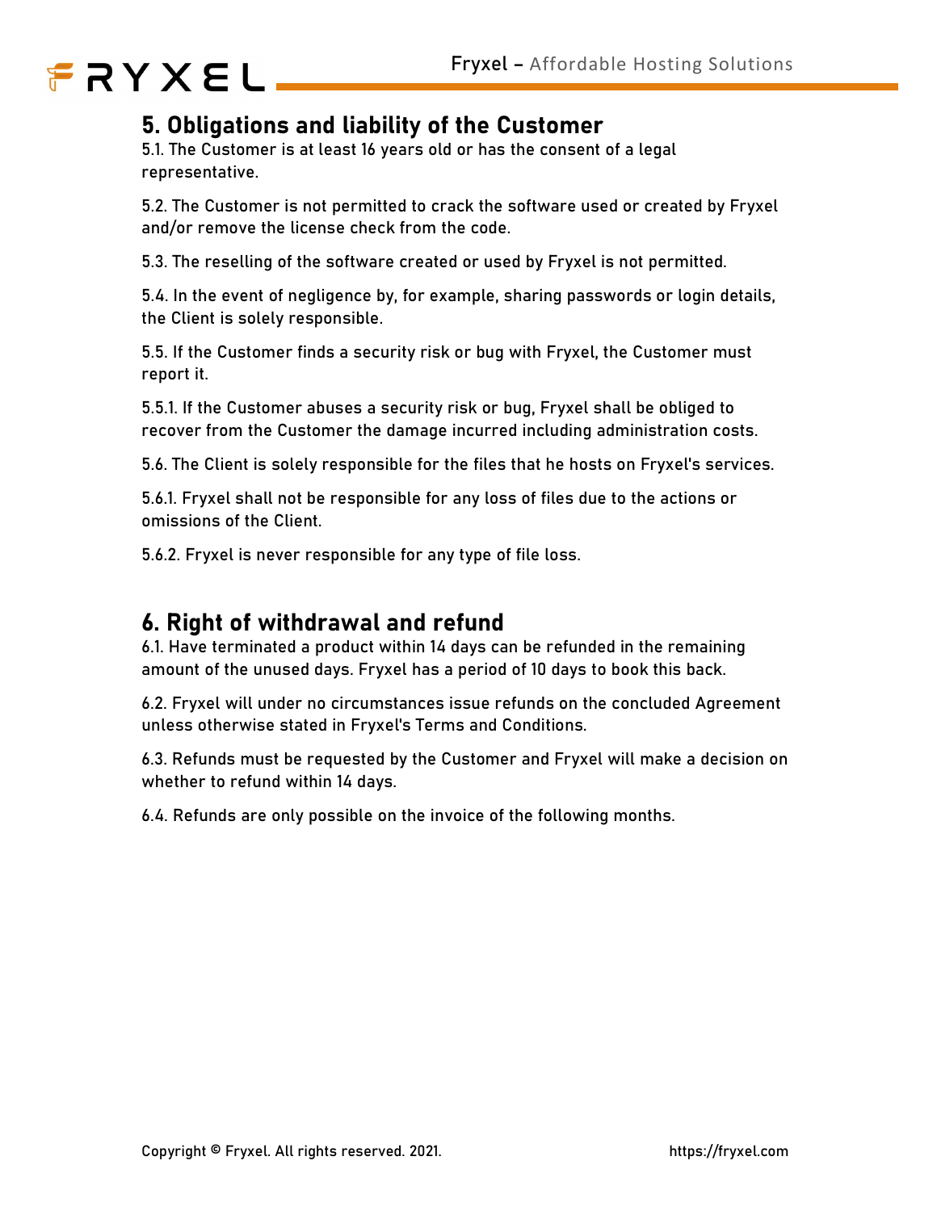## 5. Obligations and liability of the Customer

5.1. The Customer is at least 16 years old or has the consent of a legal representative.

5.2. The Customer is not permitted to crack the software used or created by Fryxel and/or remove the license check from the code.

5.3. The reselling of the software created or used by Fryxel is not permitted.

5.4. In the event of negligence by, for example, sharing passwords or login details, the Client is solely responsible.

5.5. If the Customer finds a security risk or bug with Fryxel, the Customer must report it.

5.5.1. If the Customer abuses a security risk or bug, Fryxel shall be obliged to recover from the Customer the damage incurred including administration costs.

5.6. The Client is solely responsible for the files that he hosts on Fryxel's services.

5.6.1. Fryxel shall not be responsible for any loss of files due to the actions or omissions of the Client.

5.6.2. Fryxel is never responsible for any type of file loss.

## 6. Right of withdrawal and refund

6.1. Have terminated a product within 14 days can be refunded in the remaining amount of the unused days. Fryxel has a period of 10 days to book this back.

6.2. Fryxel will under no circumstances issue refunds on the concluded Agreement unless otherwise stated in Fryxel's Terms and Conditions.

6.3. Refunds must be requested by the Customer and Fryxel will make a decision on whether to refund within 14 days.

6.4. Refunds are only possible on the invoice of the following months.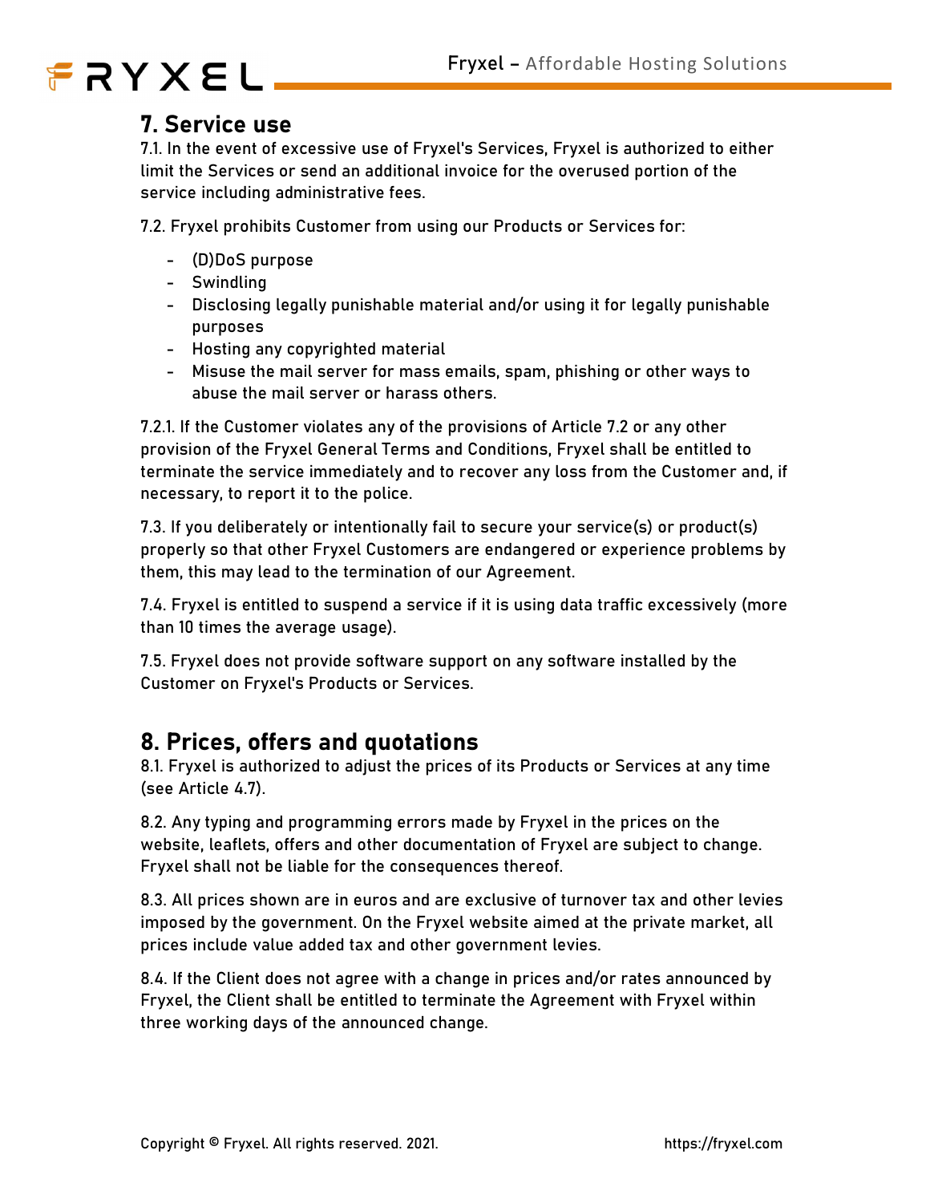## 7. Service use

7.1. In the event of excessive use of Fryxel's Services, Fryxel is authorized to either limit the Services or send an additional invoice for the overused portion of the service including administrative fees.

7.2. Fryxel prohibits Customer from using our Products or Services for:

- (D)DoS purpose
- Swindling
- Disclosing legally punishable material and/or using it for legally punishable purposes
- Hosting any copyrighted material
- Misuse the mail server for mass emails, spam, phishing or other ways to abuse the mail server or harass others.

7.2.1. If the Customer violates any of the provisions of Article 7.2 or any other provision of the Fryxel General Terms and Conditions, Fryxel shall be entitled to terminate the service immediately and to recover any loss from the Customer and, if necessary, to report it to the police.

7.3. If you deliberately or intentionally fail to secure your service(s) or product(s) properly so that other Fryxel Customers are endangered or experience problems by them, this may lead to the termination of our Agreement.

7.4. Fryxel is entitled to suspend a service if it is using data traffic excessively (more than 10 times the average usage).

7.5. Fryxel does not provide software support on any software installed by the Customer on Fryxel's Products or Services.

## 8. Prices, offers and quotations

8.1. Fryxel is authorized to adjust the prices of its Products or Services at any time (see Article 4.7).

8.2. Any typing and programming errors made by Fryxel in the prices on the website, leaflets, offers and other documentation of Fryxel are subject to change. Fryxel shall not be liable for the consequences thereof.

8.3. All prices shown are in euros and are exclusive of turnover tax and other levies imposed by the government. On the Fryxel website aimed at the private market, all prices include value added tax and other government levies.

8.4. If the Client does not agree with a change in prices and/or rates announced by Fryxel, the Client shall be entitled to terminate the Agreement with Fryxel within three working days of the announced change.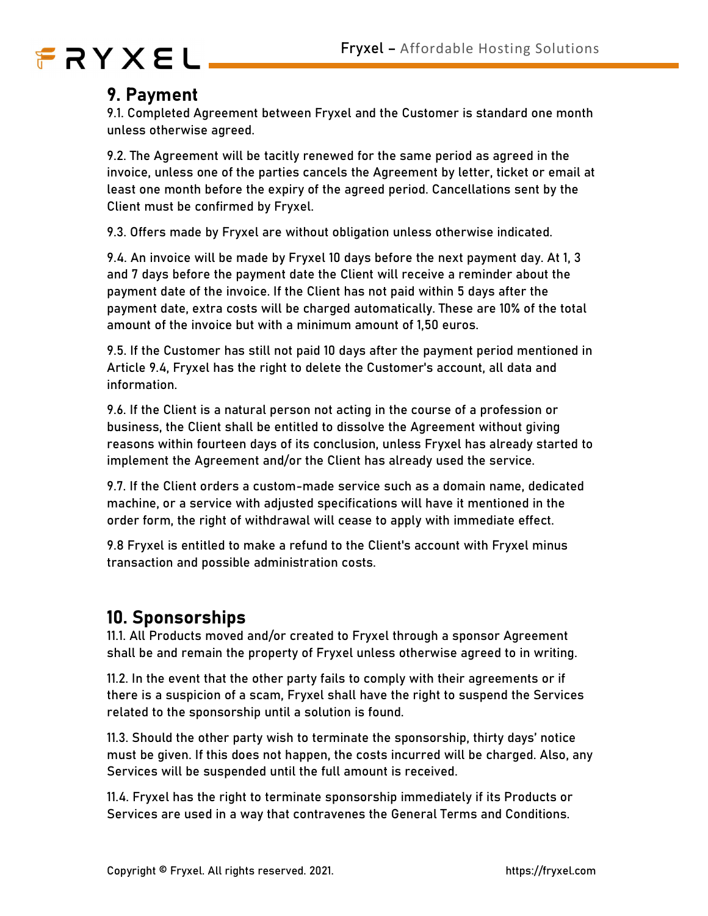## 9. Payment

9.1. Completed Agreement between Fryxel and the Customer is standard one month unless otherwise agreed.

9.2. The Agreement will be tacitly renewed for the same period as agreed in the invoice, unless one of the parties cancels the Agreement by letter, ticket or email at least one month before the expiry of the agreed period. Cancellations sent by the Client must be confirmed by Fryxel.

9.3. Offers made by Fryxel are without obligation unless otherwise indicated.

9.4. An invoice will be made by Fryxel 10 days before the next payment day. At 1, 3 and 7 days before the payment date the Client will receive a reminder about the payment date of the invoice. If the Client has not paid within 5 days after the payment date, extra costs will be charged automatically. These are 10% of the total amount of the invoice but with a minimum amount of 1,50 euros.

9.5. If the Customer has still not paid 10 days after the payment period mentioned in Article 9.4, Fryxel has the right to delete the Customer's account, all data and information.

9.6. If the Client is a natural person not acting in the course of a profession or business, the Client shall be entitled to dissolve the Agreement without giving reasons within fourteen days of its conclusion, unless Fryxel has already started to implement the Agreement and/or the Client has already used the service.

9.7. If the Client orders a custom-made service such as a domain name, dedicated machine, or a service with adjusted specifications will have it mentioned in the order form, the right of withdrawal will cease to apply with immediate effect.

9.8 Fryxel is entitled to make a refund to the Client's account with Fryxel minus transaction and possible administration costs.

## 10. Sponsorships

11.1. All Products moved and/or created to Fryxel through a sponsor Agreement shall be and remain the property of Fryxel unless otherwise agreed to in writing.

11.2. In the event that the other party fails to comply with their agreements or if there is a suspicion of a scam, Fryxel shall have the right to suspend the Services related to the sponsorship until a solution is found.

11.3. Should the other party wish to terminate the sponsorship, thirty days' notice must be given. If this does not happen, the costs incurred will be charged. Also, any Services will be suspended until the full amount is received.

11.4. Fryxel has the right to terminate sponsorship immediately if its Products or Services are used in a way that contravenes the General Terms and Conditions.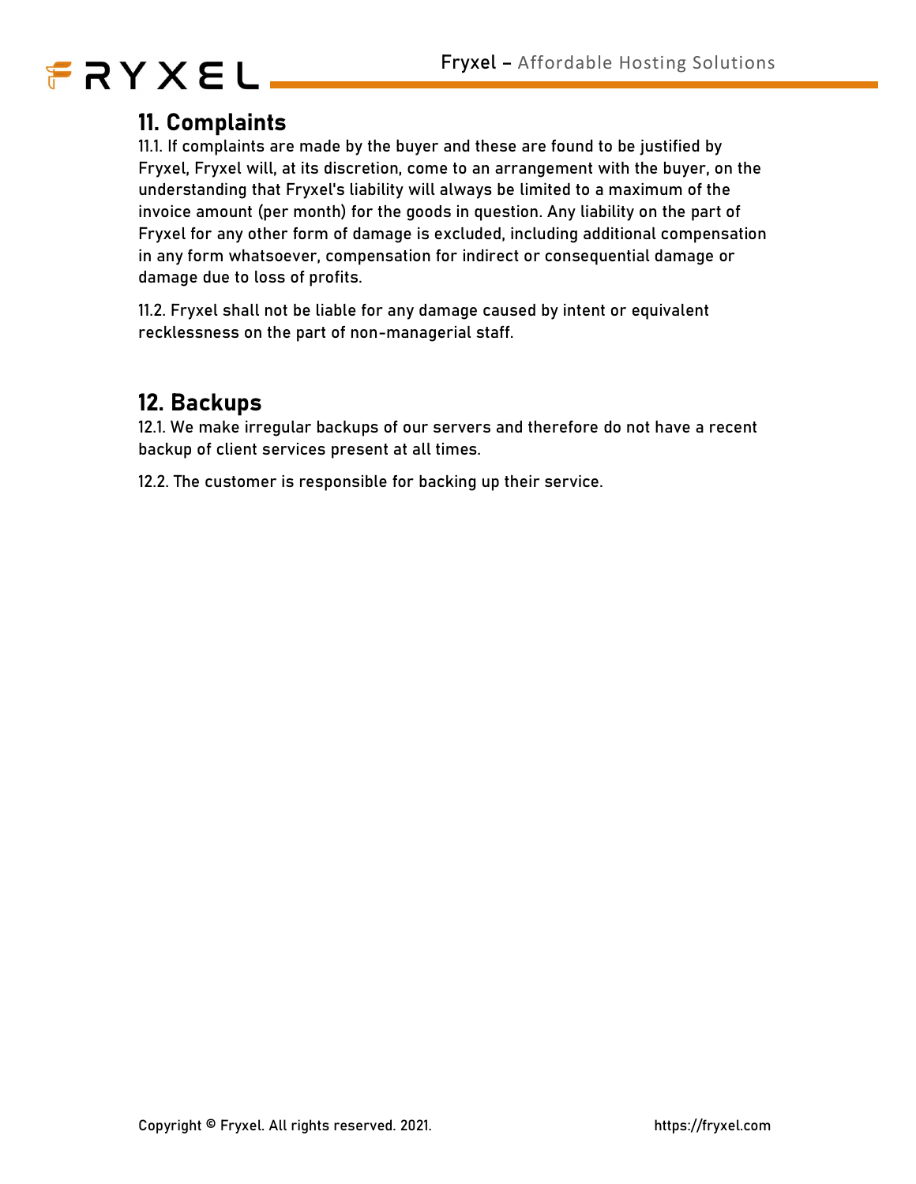## 11. Complaints

11.1. If complaints are made by the buyer and these are found to be justified by Fryxel, Fryxel will, at its discretion, come to an arrangement with the buyer, on the understanding that Fryxel's liability will always be limited to a maximum of the invoice amount (per month) for the goods in question. Any liability on the part of Fryxel for any other form of damage is excluded, including additional compensation in any form whatsoever, compensation for indirect or consequential damage or damage due to loss of profits.

11.2. Fryxel shall not be liable for any damage caused by intent or equivalent recklessness on the part of non-managerial staff.

## 12. Backups

12.1. We make irregular backups of our servers and therefore do not have a recent backup of client services present at all times.

12.2. The customer is responsible for backing up their service.